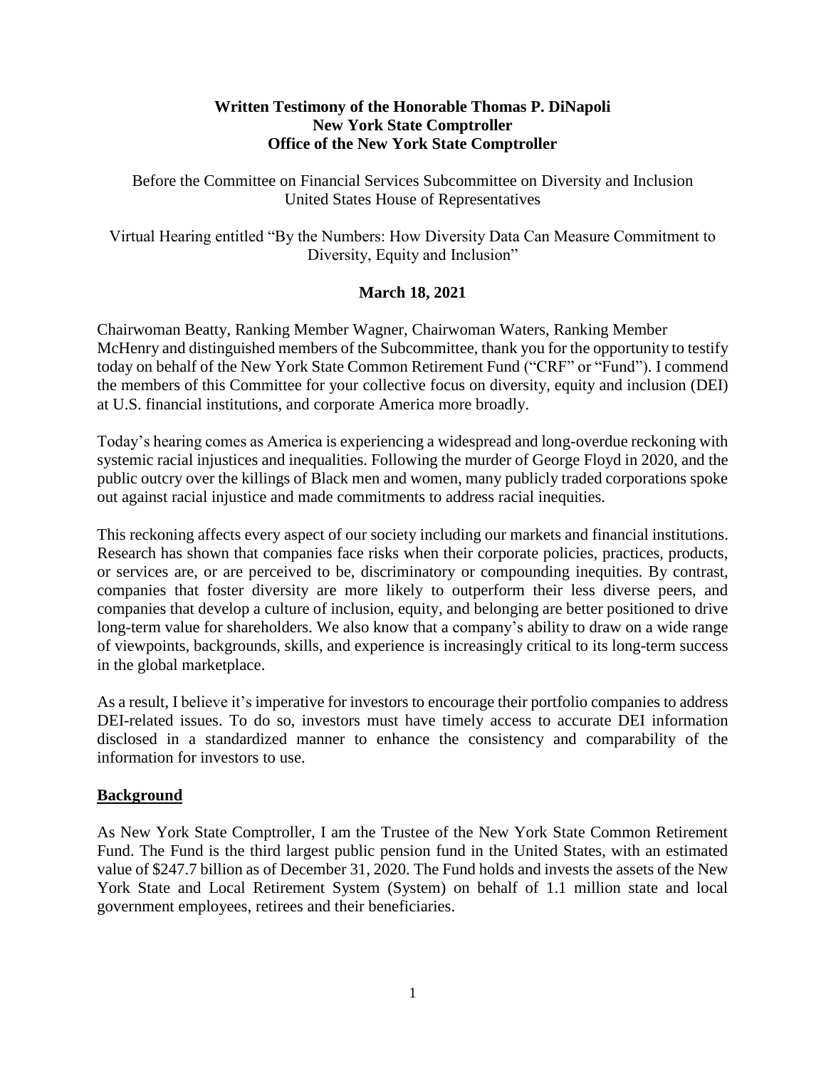**Written Testimony of the Honorable Thomas P. DiNapoli**
**New York State Comptroller**
**Office of the New York State Comptroller**

Before the Committee on Financial Services Subcommittee on Diversity and Inclusion
United States House of Representatives

Virtual Hearing entitled "By the Numbers: How Diversity Data Can Measure Commitment to Diversity, Equity and Inclusion"

**March 18, 2021**

Chairwoman Beatty, Ranking Member Wagner, Chairwoman Waters, Ranking Member McHenry and distinguished members of the Subcommittee, thank you for the opportunity to testify today on behalf of the New York State Common Retirement Fund ("CRF" or "Fund"). I commend the members of this Committee for your collective focus on diversity, equity and inclusion (DEI) at U.S. financial institutions, and corporate America more broadly.

Today's hearing comes as America is experiencing a widespread and long-overdue reckoning with systemic racial injustices and inequalities. Following the murder of George Floyd in 2020, and the public outcry over the killings of Black men and women, many publicly traded corporations spoke out against racial injustice and made commitments to address racial inequities.

This reckoning affects every aspect of our society including our markets and financial institutions. Research has shown that companies face risks when their corporate policies, practices, products, or services are, or are perceived to be, discriminatory or compounding inequities. By contrast, companies that foster diversity are more likely to outperform their less diverse peers, and companies that develop a culture of inclusion, equity, and belonging are better positioned to drive long-term value for shareholders. We also know that a company's ability to draw on a wide range of viewpoints, backgrounds, skills, and experience is increasingly critical to its long-term success in the global marketplace.

As a result, I believe it's imperative for investors to encourage their portfolio companies to address DEI-related issues. To do so, investors must have timely access to accurate DEI information disclosed in a standardized manner to enhance the consistency and comparability of the information for investors to use.

## Background

As New York State Comptroller, I am the Trustee of the New York State Common Retirement Fund. The Fund is the third largest public pension fund in the United States, with an estimated value of $247.7 billion as of December 31, 2020. The Fund holds and invests the assets of the New York State and Local Retirement System (System) on behalf of 1.1 million state and local government employees, retirees and their beneficiaries.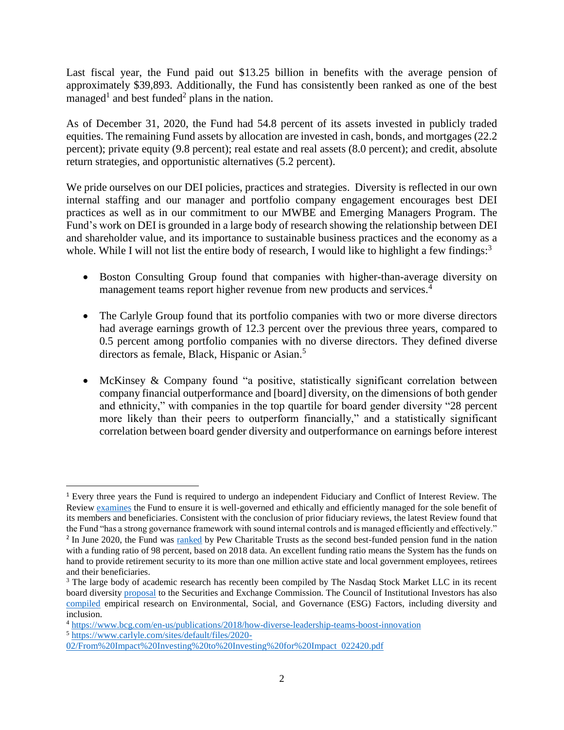Last fiscal year, the Fund paid out $13.25 billion in benefits with the average pension of approximately $39,893. Additionally, the Fund has consistently been ranked as one of the best managed[1] and best funded[2] plans in the nation.

As of December 31, 2020, the Fund had 54.8 percent of its assets invested in publicly traded equities. The remaining Fund assets by allocation are invested in cash, bonds, and mortgages (22.2 percent); private equity (9.8 percent); real estate and real assets (8.0 percent); and credit, absolute return strategies, and opportunistic alternatives (5.2 percent).

We pride ourselves on our DEI policies, practices and strategies. Diversity is reflected in our own internal staffing and our manager and portfolio company engagement encourages best DEI practices as well as in our commitment to our MWBE and Emerging Managers Program. The Fund's work on DEI is grounded in a large body of research showing the relationship between DEI and shareholder value, and its importance to sustainable business practices and the economy as a whole. While I will not list the entire body of research, I would like to highlight a few findings:[3]

- Boston Consulting Group found that companies with higher-than-average diversity on management teams report higher revenue from new products and services.[4]
- The Carlyle Group found that its portfolio companies with two or more diverse directors had average earnings growth of 12.3 percent over the previous three years, compared to 0.5 percent among portfolio companies with no diverse directors. They defined diverse directors as female, Black, Hispanic or Asian.[5]
- McKinsey & Company found "a positive, statistically significant correlation between company financial outperformance and [board] diversity, on the dimensions of both gender and ethnicity," with companies in the top quartile for board gender diversity "28 percent more likely than their peers to outperform financially," and a statistically significant correlation between board gender diversity and outperformance on earnings before interest

---

[1] Every three years the Fund is required to undergo an independent Fiduciary and Conflict of Interest Review. The Review examines the Fund to ensure it is well-governed and ethically and efficiently managed for the sole benefit of its members and beneficiaries. Consistent with the conclusion of prior fiduciary reviews, the latest Review found that the Fund "has a strong governance framework with sound internal controls and is managed efficiently and effectively."

[2] In June 2020, the Fund was ranked by Pew Charitable Trusts as the second best-funded pension fund in the nation with a funding ratio of 98 percent, based on 2018 data. An excellent funding ratio means the System has the funds on hand to provide retirement security to its more than one million active state and local government employees, retirees and their beneficiaries.

[3] The large body of academic research has recently been compiled by The Nasdaq Stock Market LLC in its recent board diversity proposal to the Securities and Exchange Commission. The Council of Institutional Investors has also compiled empirical research on Environmental, Social, and Governance (ESG) Factors, including diversity and inclusion.

[4] https://www.bcg.com/en-us/publications/2018/how-diverse-leadership-teams-boost-innovation

[5] https://www.carlyle.com/sites/default/files/2020-02/From%20Impact%20Investing%20to%20Investing%20for%20Impact_022420.pdf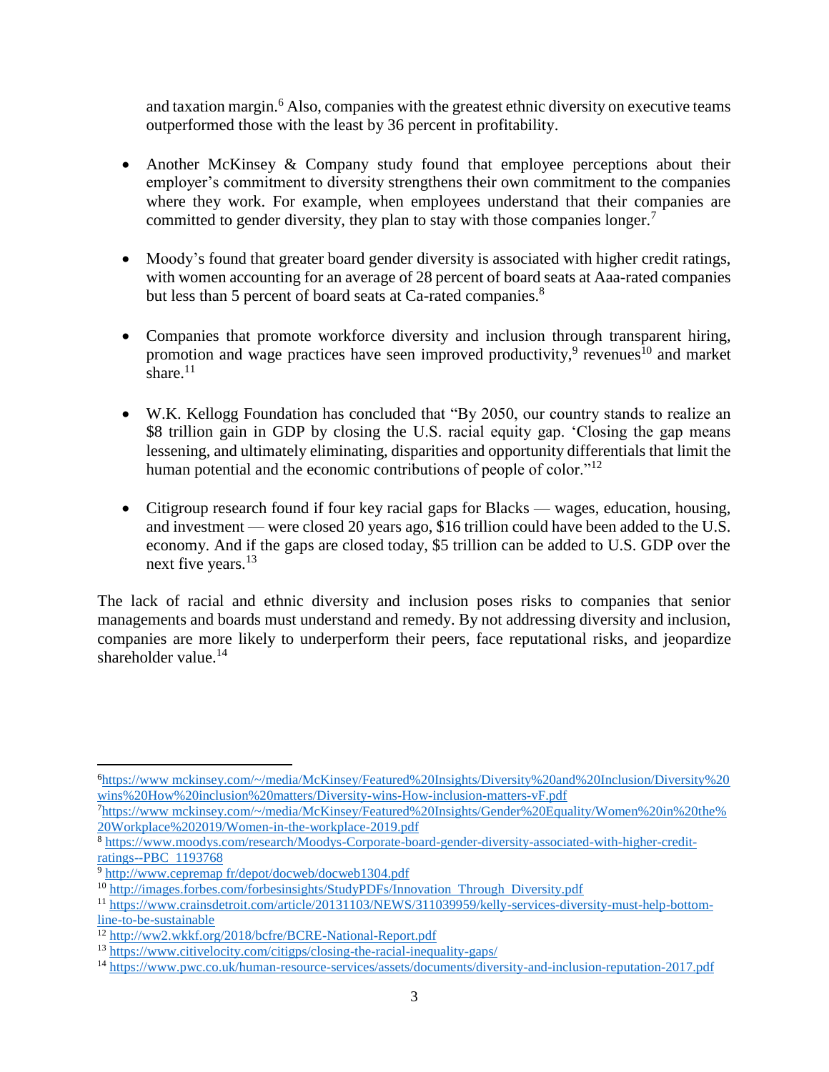and taxation margin.[6] Also, companies with the greatest ethnic diversity on executive teams outperformed those with the least by 36 percent in profitability.

- Another McKinsey & Company study found that employee perceptions about their employer's commitment to diversity strengthens their own commitment to the companies where they work. For example, when employees understand that their companies are committed to gender diversity, they plan to stay with those companies longer.[7]

- Moody's found that greater board gender diversity is associated with higher credit ratings, with women accounting for an average of 28 percent of board seats at Aaa-rated companies but less than 5 percent of board seats at Ca-rated companies.[8]

- Companies that promote workforce diversity and inclusion through transparent hiring, promotion and wage practices have seen improved productivity,[9] revenues[10] and market share.[11]

- W.K. Kellogg Foundation has concluded that "By 2050, our country stands to realize an $8 trillion gain in GDP by closing the U.S. racial equity gap. 'Closing the gap means lessening, and ultimately eliminating, disparities and opportunity differentials that limit the human potential and the economic contributions of people of color."[12]

- Citigroup research found if four key racial gaps for Blacks — wages, education, housing, and investment — were closed 20 years ago, $16 trillion could have been added to the U.S. economy. And if the gaps are closed today, $5 trillion can be added to U.S. GDP over the next five years.[13]

The lack of racial and ethnic diversity and inclusion poses risks to companies that senior managements and boards must understand and remedy. By not addressing diversity and inclusion, companies are more likely to underperform their peers, face reputational risks, and jeopardize shareholder value.[14]

---

[6] https://www.mckinsey.com/~/media/McKinsey/Featured%20Insights/Diversity%20and%20Inclusion/Diversity%20wins%20How%20inclusion%20matters/Diversity-wins-How-inclusion-matters-vF.pdf

[7] https://www.mckinsey.com/~/media/McKinsey/Featured%20Insights/Gender%20Equality/Women%20in%20the%20Workplace%202019/Women-in-the-workplace-2019.pdf

[8] https://www.moodys.com/research/Moodys-Corporate-board-gender-diversity-associated-with-higher-credit-ratings--PBC_1193768

[9] http://www.cepremap.fr/depot/docweb/docweb1304.pdf

[10] http://images.forbes.com/forbesinsights/StudyPDFs/Innovation_Through_Diversity.pdf

[11] https://www.crainsdetroit.com/article/20131103/NEWS/311039959/kelly-services-diversity-must-help-bottom-line-to-be-sustainable

[12] http://ww2.wkkf.org/2018/bcfre/BCRE-National-Report.pdf

[13] https://www.citivelocity.com/citigps/closing-the-racial-inequality-gaps/

[14] https://www.pwc.co.uk/human-resource-services/assets/documents/diversity-and-inclusion-reputation-2017.pdf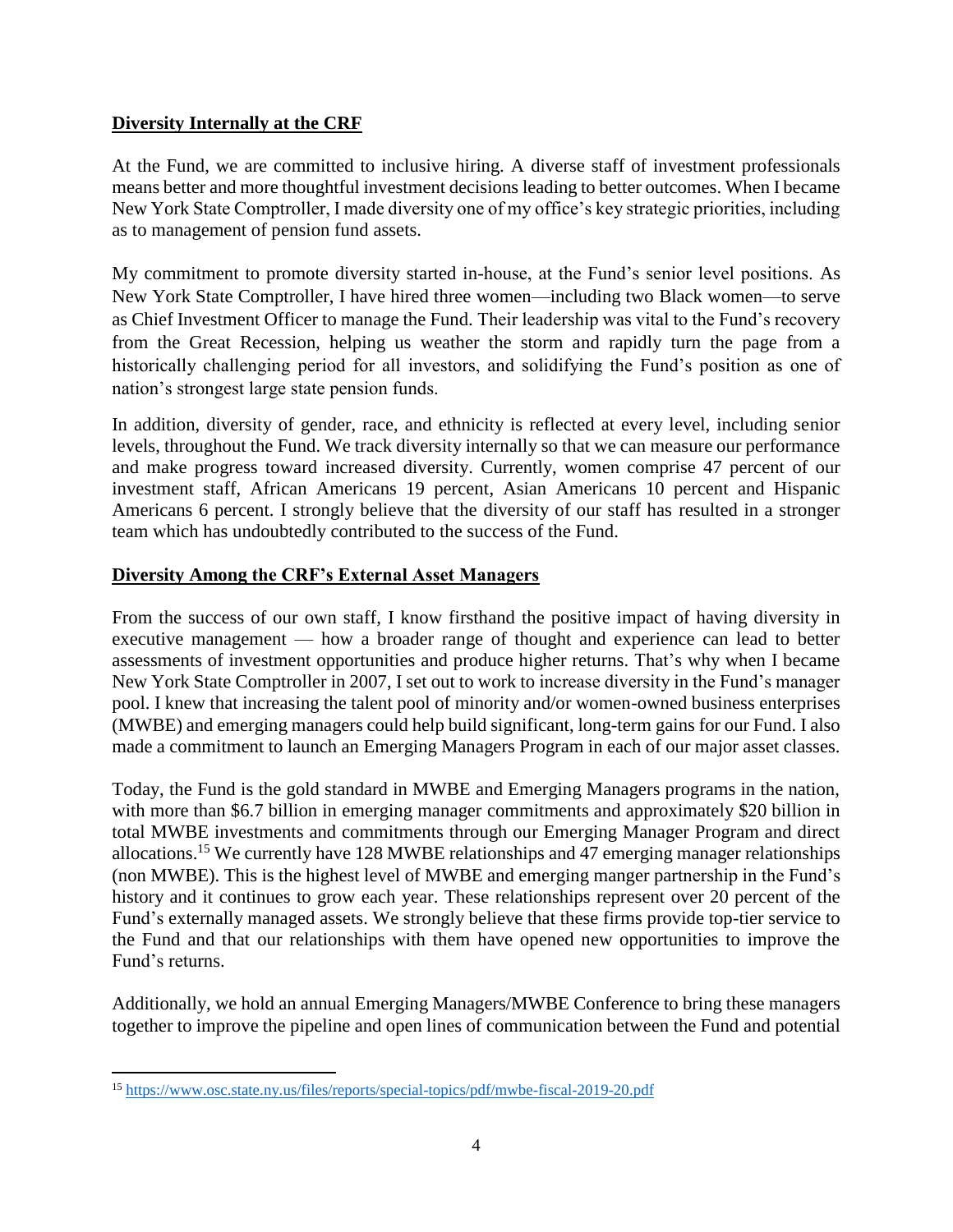**Diversity Internally at the CRF**

At the Fund, we are committed to inclusive hiring. A diverse staff of investment professionals means better and more thoughtful investment decisions leading to better outcomes. When I became New York State Comptroller, I made diversity one of my office's key strategic priorities, including as to management of pension fund assets.

My commitment to promote diversity started in-house, at the Fund's senior level positions. As New York State Comptroller, I have hired three women—including two Black women—to serve as Chief Investment Officer to manage the Fund. Their leadership was vital to the Fund's recovery from the Great Recession, helping us weather the storm and rapidly turn the page from a historically challenging period for all investors, and solidifying the Fund's position as one of nation's strongest large state pension funds.

In addition, diversity of gender, race, and ethnicity is reflected at every level, including senior levels, throughout the Fund. We track diversity internally so that we can measure our performance and make progress toward increased diversity. Currently, women comprise 47 percent of our investment staff, African Americans 19 percent, Asian Americans 10 percent and Hispanic Americans 6 percent. I strongly believe that the diversity of our staff has resulted in a stronger team which has undoubtedly contributed to the success of the Fund.

**Diversity Among the CRF's External Asset Managers**

From the success of our own staff, I know firsthand the positive impact of having diversity in executive management — how a broader range of thought and experience can lead to better assessments of investment opportunities and produce higher returns. That's why when I became New York State Comptroller in 2007, I set out to work to increase diversity in the Fund's manager pool. I knew that increasing the talent pool of minority and/or women-owned business enterprises (MWBE) and emerging managers could help build significant, long-term gains for our Fund. I also made a commitment to launch an Emerging Managers Program in each of our major asset classes.

Today, the Fund is the gold standard in MWBE and Emerging Managers programs in the nation, with more than $6.7 billion in emerging manager commitments and approximately $20 billion in total MWBE investments and commitments through our Emerging Manager Program and direct allocations.[15] We currently have 128 MWBE relationships and 47 emerging manager relationships (non MWBE). This is the highest level of MWBE and emerging manger partnership in the Fund's history and it continues to grow each year. These relationships represent over 20 percent of the Fund's externally managed assets. We strongly believe that these firms provide top-tier service to the Fund and that our relationships with them have opened new opportunities to improve the Fund's returns.

Additionally, we hold an annual Emerging Managers/MWBE Conference to bring these managers together to improve the pipeline and open lines of communication between the Fund and potential

---

[15] https://www.osc.state.ny.us/files/reports/special-topics/pdf/mwbe-fiscal-2019-20.pdf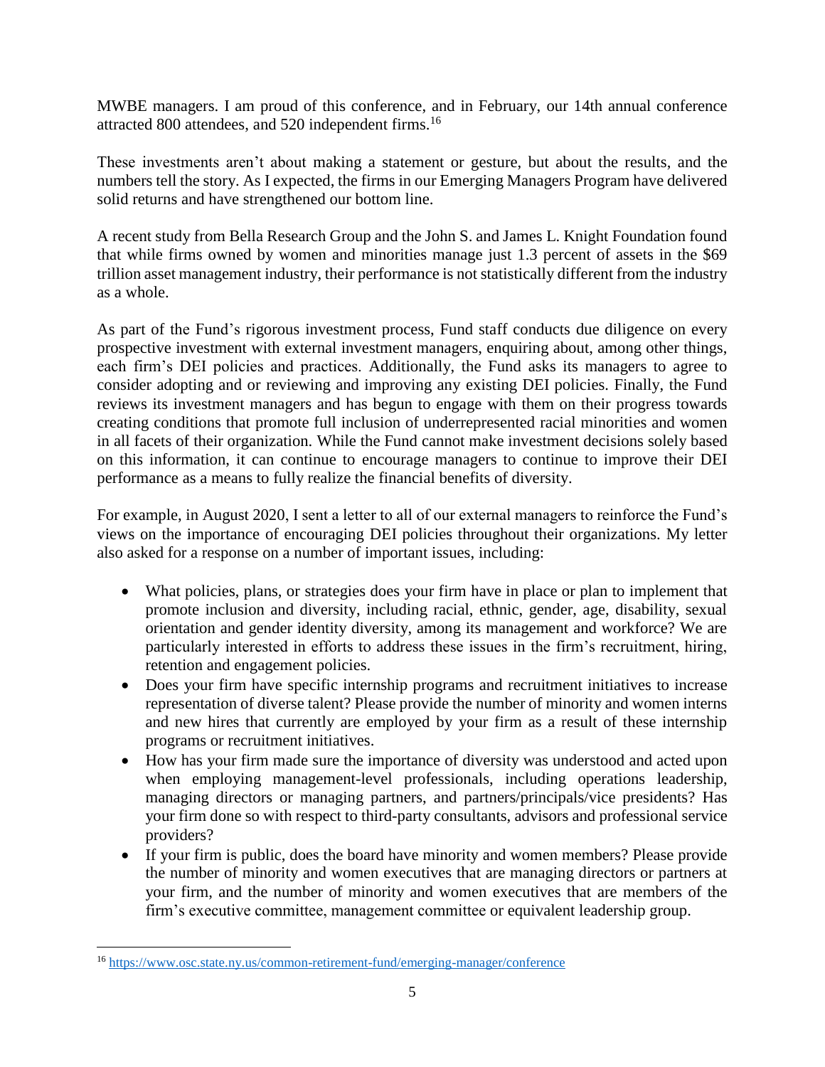MWBE managers. I am proud of this conference, and in February, our 14th annual conference attracted 800 attendees, and 520 independent firms.[16]

These investments aren't about making a statement or gesture, but about the results, and the numbers tell the story. As I expected, the firms in our Emerging Managers Program have delivered solid returns and have strengthened our bottom line.

A recent study from Bella Research Group and the John S. and James L. Knight Foundation found that while firms owned by women and minorities manage just 1.3 percent of assets in the $69 trillion asset management industry, their performance is not statistically different from the industry as a whole.

As part of the Fund's rigorous investment process, Fund staff conducts due diligence on every prospective investment with external investment managers, enquiring about, among other things, each firm's DEI policies and practices. Additionally, the Fund asks its managers to agree to consider adopting and or reviewing and improving any existing DEI policies. Finally, the Fund reviews its investment managers and has begun to engage with them on their progress towards creating conditions that promote full inclusion of underrepresented racial minorities and women in all facets of their organization. While the Fund cannot make investment decisions solely based on this information, it can continue to encourage managers to continue to improve their DEI performance as a means to fully realize the financial benefits of diversity.

For example, in August 2020, I sent a letter to all of our external managers to reinforce the Fund's views on the importance of encouraging DEI policies throughout their organizations. My letter also asked for a response on a number of important issues, including:

- What policies, plans, or strategies does your firm have in place or plan to implement that promote inclusion and diversity, including racial, ethnic, gender, age, disability, sexual orientation and gender identity diversity, among its management and workforce? We are particularly interested in efforts to address these issues in the firm's recruitment, hiring, retention and engagement policies.
- Does your firm have specific internship programs and recruitment initiatives to increase representation of diverse talent? Please provide the number of minority and women interns and new hires that currently are employed by your firm as a result of these internship programs or recruitment initiatives.
- How has your firm made sure the importance of diversity was understood and acted upon when employing management-level professionals, including operations leadership, managing directors or managing partners, and partners/principals/vice presidents? Has your firm done so with respect to third-party consultants, advisors and professional service providers?
- If your firm is public, does the board have minority and women members? Please provide the number of minority and women executives that are managing directors or partners at your firm, and the number of minority and women executives that are members of the firm's executive committee, management committee or equivalent leadership group.

---

[16] https://www.osc.state.ny.us/common-retirement-fund/emerging-manager/conference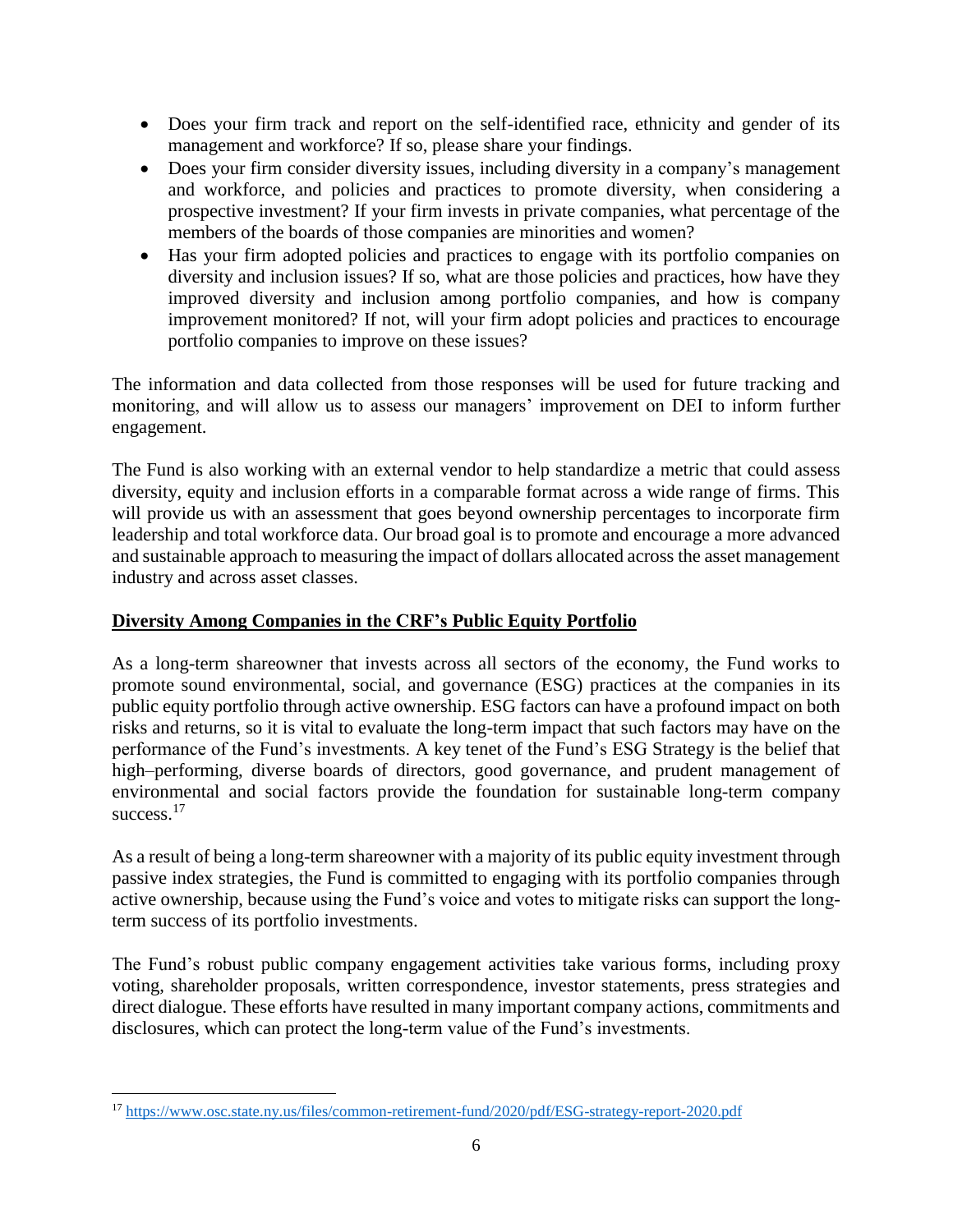- Does your firm track and report on the self-identified race, ethnicity and gender of its management and workforce? If so, please share your findings.
- Does your firm consider diversity issues, including diversity in a company's management and workforce, and policies and practices to promote diversity, when considering a prospective investment? If your firm invests in private companies, what percentage of the members of the boards of those companies are minorities and women?
- Has your firm adopted policies and practices to engage with its portfolio companies on diversity and inclusion issues? If so, what are those policies and practices, how have they improved diversity and inclusion among portfolio companies, and how is company improvement monitored? If not, will your firm adopt policies and practices to encourage portfolio companies to improve on these issues?

The information and data collected from those responses will be used for future tracking and monitoring, and will allow us to assess our managers' improvement on DEI to inform further engagement.

The Fund is also working with an external vendor to help standardize a metric that could assess diversity, equity and inclusion efforts in a comparable format across a wide range of firms. This will provide us with an assessment that goes beyond ownership percentages to incorporate firm leadership and total workforce data. Our broad goal is to promote and encourage a more advanced and sustainable approach to measuring the impact of dollars allocated across the asset management industry and across asset classes.

## Diversity Among Companies in the CRF's Public Equity Portfolio

As a long-term shareowner that invests across all sectors of the economy, the Fund works to promote sound environmental, social, and governance (ESG) practices at the companies in its public equity portfolio through active ownership. ESG factors can have a profound impact on both risks and returns, so it is vital to evaluate the long-term impact that such factors may have on the performance of the Fund's investments. A key tenet of the Fund's ESG Strategy is the belief that high–performing, diverse boards of directors, good governance, and prudent management of environmental and social factors provide the foundation for sustainable long-term company success.[17]

As a result of being a long-term shareowner with a majority of its public equity investment through passive index strategies, the Fund is committed to engaging with its portfolio companies through active ownership, because using the Fund's voice and votes to mitigate risks can support the long-term success of its portfolio investments.

The Fund's robust public company engagement activities take various forms, including proxy voting, shareholder proposals, written correspondence, investor statements, press strategies and direct dialogue. These efforts have resulted in many important company actions, commitments and disclosures, which can protect the long-term value of the Fund's investments.

---

[17] https://www.osc.state.ny.us/files/common-retirement-fund/2020/pdf/ESG-strategy-report-2020.pdf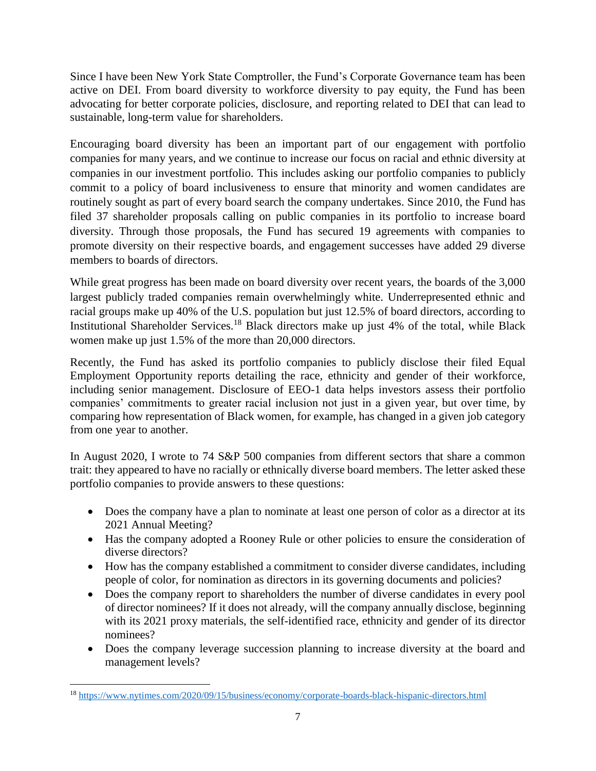Since I have been New York State Comptroller, the Fund's Corporate Governance team has been active on DEI. From board diversity to workforce diversity to pay equity, the Fund has been advocating for better corporate policies, disclosure, and reporting related to DEI that can lead to sustainable, long-term value for shareholders.

Encouraging board diversity has been an important part of our engagement with portfolio companies for many years, and we continue to increase our focus on racial and ethnic diversity at companies in our investment portfolio. This includes asking our portfolio companies to publicly commit to a policy of board inclusiveness to ensure that minority and women candidates are routinely sought as part of every board search the company undertakes. Since 2010, the Fund has filed 37 shareholder proposals calling on public companies in its portfolio to increase board diversity. Through those proposals, the Fund has secured 19 agreements with companies to promote diversity on their respective boards, and engagement successes have added 29 diverse members to boards of directors.

While great progress has been made on board diversity over recent years, the boards of the 3,000 largest publicly traded companies remain overwhelmingly white. Underrepresented ethnic and racial groups make up 40% of the U.S. population but just 12.5% of board directors, according to Institutional Shareholder Services.[18] Black directors make up just 4% of the total, while Black women make up just 1.5% of the more than 20,000 directors.

Recently, the Fund has asked its portfolio companies to publicly disclose their filed Equal Employment Opportunity reports detailing the race, ethnicity and gender of their workforce, including senior management. Disclosure of EEO-1 data helps investors assess their portfolio companies' commitments to greater racial inclusion not just in a given year, but over time, by comparing how representation of Black women, for example, has changed in a given job category from one year to another.

In August 2020, I wrote to 74 S&P 500 companies from different sectors that share a common trait: they appeared to have no racially or ethnically diverse board members. The letter asked these portfolio companies to provide answers to these questions:

- Does the company have a plan to nominate at least one person of color as a director at its 2021 Annual Meeting?
- Has the company adopted a Rooney Rule or other policies to ensure the consideration of diverse directors?
- How has the company established a commitment to consider diverse candidates, including people of color, for nomination as directors in its governing documents and policies?
- Does the company report to shareholders the number of diverse candidates in every pool of director nominees? If it does not already, will the company annually disclose, beginning with its 2021 proxy materials, the self-identified race, ethnicity and gender of its director nominees?
- Does the company leverage succession planning to increase diversity at the board and management levels?

---

[18] https://www.nytimes.com/2020/09/15/business/economy/corporate-boards-black-hispanic-directors.html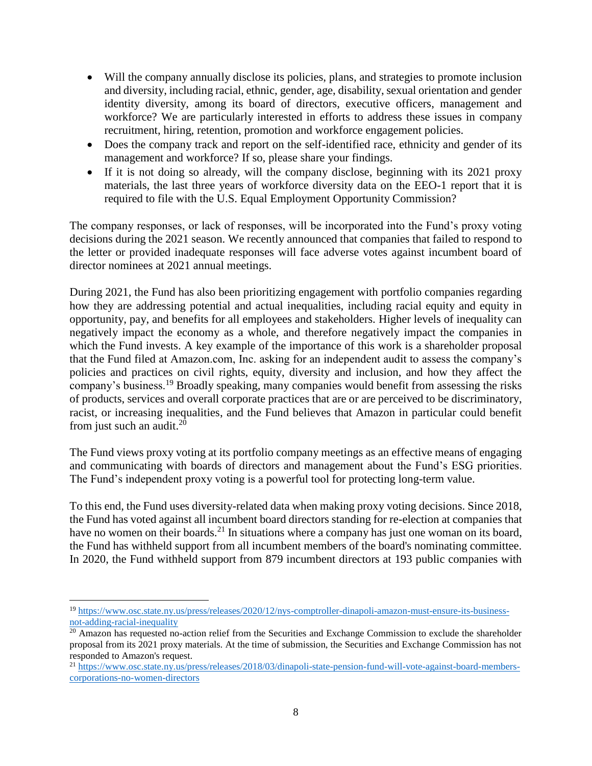- Will the company annually disclose its policies, plans, and strategies to promote inclusion and diversity, including racial, ethnic, gender, age, disability, sexual orientation and gender identity diversity, among its board of directors, executive officers, management and workforce? We are particularly interested in efforts to address these issues in company recruitment, hiring, retention, promotion and workforce engagement policies.
- Does the company track and report on the self-identified race, ethnicity and gender of its management and workforce? If so, please share your findings.
- If it is not doing so already, will the company disclose, beginning with its 2021 proxy materials, the last three years of workforce diversity data on the EEO-1 report that it is required to file with the U.S. Equal Employment Opportunity Commission?

The company responses, or lack of responses, will be incorporated into the Fund's proxy voting decisions during the 2021 season. We recently announced that companies that failed to respond to the letter or provided inadequate responses will face adverse votes against incumbent board of director nominees at 2021 annual meetings.

During 2021, the Fund has also been prioritizing engagement with portfolio companies regarding how they are addressing potential and actual inequalities, including racial equity and equity in opportunity, pay, and benefits for all employees and stakeholders. Higher levels of inequality can negatively impact the economy as a whole, and therefore negatively impact the companies in which the Fund invests. A key example of the importance of this work is a shareholder proposal that the Fund filed at Amazon.com, Inc. asking for an independent audit to assess the company's policies and practices on civil rights, equity, diversity and inclusion, and how they affect the company's business.[19] Broadly speaking, many companies would benefit from assessing the risks of products, services and overall corporate practices that are or are perceived to be discriminatory, racist, or increasing inequalities, and the Fund believes that Amazon in particular could benefit from just such an audit.[20]

The Fund views proxy voting at its portfolio company meetings as an effective means of engaging and communicating with boards of directors and management about the Fund's ESG priorities. The Fund's independent proxy voting is a powerful tool for protecting long-term value.

To this end, the Fund uses diversity-related data when making proxy voting decisions. Since 2018, the Fund has voted against all incumbent board directors standing for re-election at companies that have no women on their boards.[21] In situations where a company has just one woman on its board, the Fund has withheld support from all incumbent members of the board's nominating committee. In 2020, the Fund withheld support from 879 incumbent directors at 193 public companies with

---

[19] https://www.osc.state.ny.us/press/releases/2020/12/nys-comptroller-dinapoli-amazon-must-ensure-its-business-not-adding-racial-inequality

[20] Amazon has requested no-action relief from the Securities and Exchange Commission to exclude the shareholder proposal from its 2021 proxy materials. At the time of submission, the Securities and Exchange Commission has not responded to Amazon's request.

[21] https://www.osc.state.ny.us/press/releases/2018/03/dinapoli-state-pension-fund-will-vote-against-board-members-corporations-no-women-directors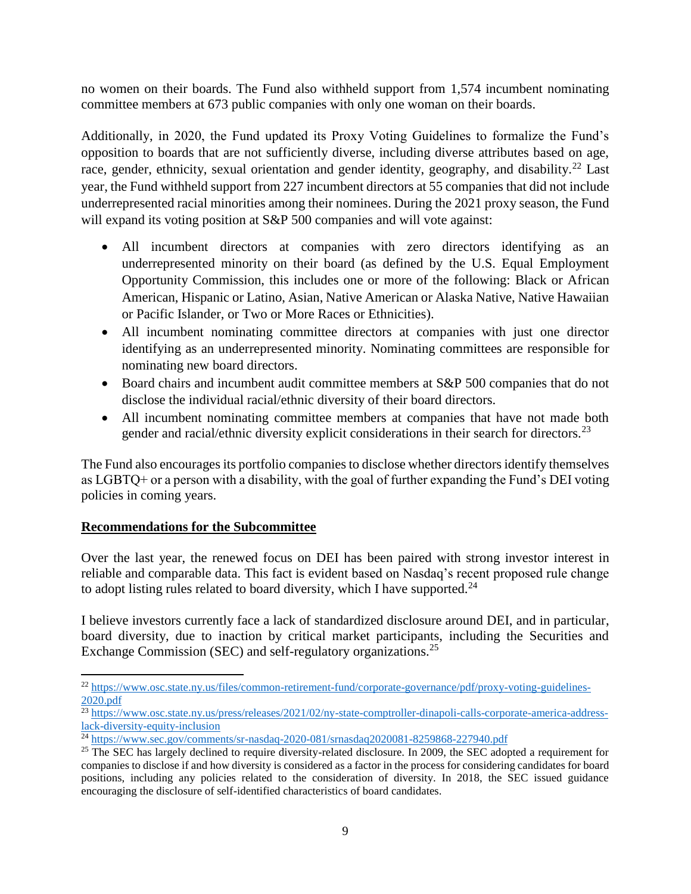no women on their boards. The Fund also withheld support from 1,574 incumbent nominating committee members at 673 public companies with only one woman on their boards.

Additionally, in 2020, the Fund updated its Proxy Voting Guidelines to formalize the Fund's opposition to boards that are not sufficiently diverse, including diverse attributes based on age, race, gender, ethnicity, sexual orientation and gender identity, geography, and disability.[22] Last year, the Fund withheld support from 227 incumbent directors at 55 companies that did not include underrepresented racial minorities among their nominees. During the 2021 proxy season, the Fund will expand its voting position at S&P 500 companies and will vote against:

- All incumbent directors at companies with zero directors identifying as an underrepresented minority on their board (as defined by the U.S. Equal Employment Opportunity Commission, this includes one or more of the following: Black or African American, Hispanic or Latino, Asian, Native American or Alaska Native, Native Hawaiian or Pacific Islander, or Two or More Races or Ethnicities).
- All incumbent nominating committee directors at companies with just one director identifying as an underrepresented minority. Nominating committees are responsible for nominating new board directors.
- Board chairs and incumbent audit committee members at S&P 500 companies that do not disclose the individual racial/ethnic diversity of their board directors.
- All incumbent nominating committee members at companies that have not made both gender and racial/ethnic diversity explicit considerations in their search for directors.[23]

The Fund also encourages its portfolio companies to disclose whether directors identify themselves as LGBTQ+ or a person with a disability, with the goal of further expanding the Fund's DEI voting policies in coming years.

## Recommendations for the Subcommittee

Over the last year, the renewed focus on DEI has been paired with strong investor interest in reliable and comparable data. This fact is evident based on Nasdaq's recent proposed rule change to adopt listing rules related to board diversity, which I have supported.[24]

I believe investors currently face a lack of standardized disclosure around DEI, and in particular, board diversity, due to inaction by critical market participants, including the Securities and Exchange Commission (SEC) and self-regulatory organizations.[25]

---

[22] https://www.osc.state.ny.us/files/common-retirement-fund/corporate-governance/pdf/proxy-voting-guidelines-2020.pdf

[23] https://www.osc.state.ny.us/press/releases/2021/02/ny-state-comptroller-dinapoli-calls-corporate-america-address-lack-diversity-equity-inclusion

[24] https://www.sec.gov/comments/sr-nasdaq-2020-081/srnasdaq2020081-8259868-227940.pdf

[25] The SEC has largely declined to require diversity-related disclosure. In 2009, the SEC adopted a requirement for companies to disclose if and how diversity is considered as a factor in the process for considering candidates for board positions, including any policies related to the consideration of diversity. In 2018, the SEC issued guidance encouraging the disclosure of self-identified characteristics of board candidates.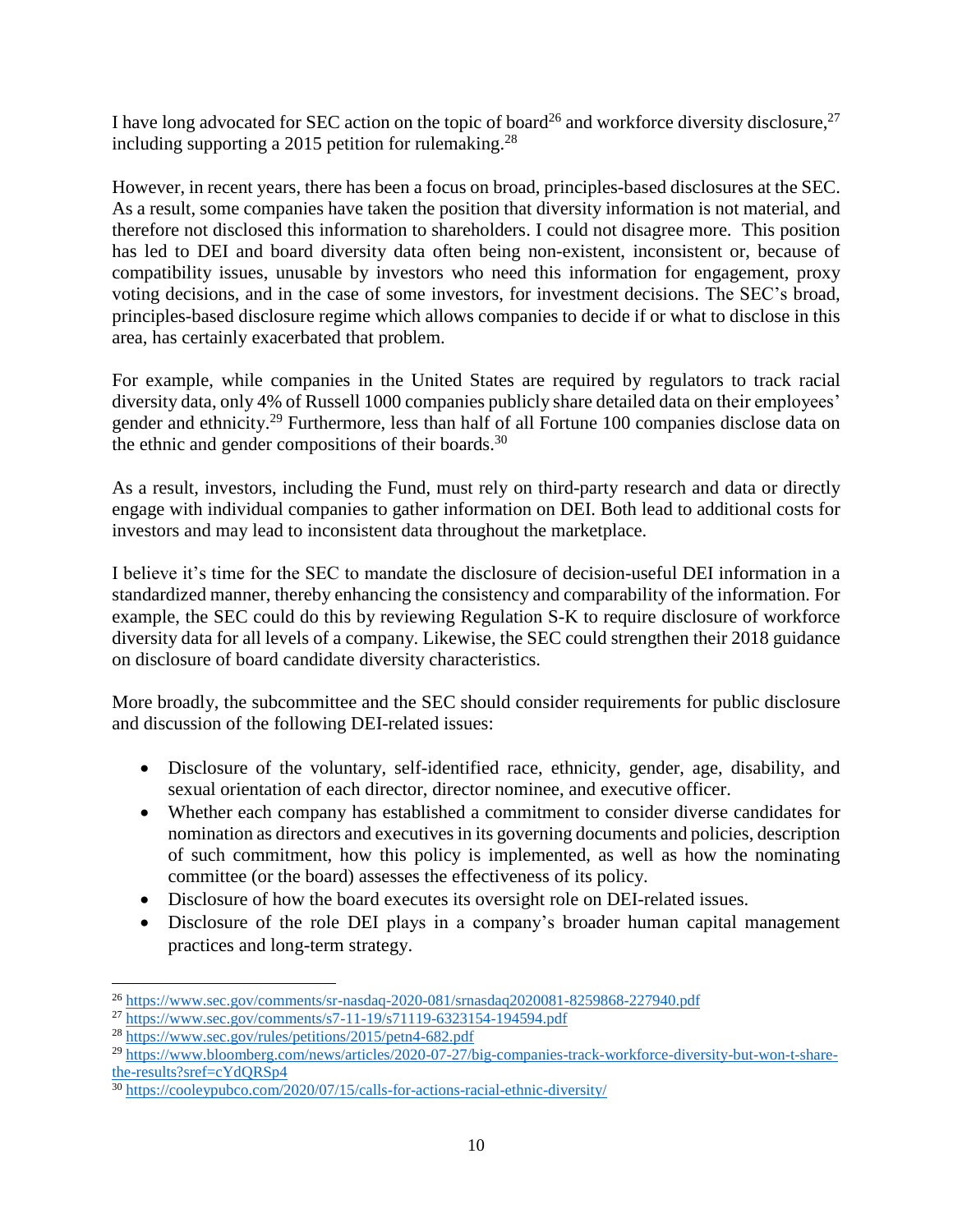I have long advocated for SEC action on the topic of board[26] and workforce diversity disclosure,[27] including supporting a 2015 petition for rulemaking.[28]

However, in recent years, there has been a focus on broad, principles-based disclosures at the SEC. As a result, some companies have taken the position that diversity information is not material, and therefore not disclosed this information to shareholders. I could not disagree more. This position has led to DEI and board diversity data often being non-existent, inconsistent or, because of compatibility issues, unusable by investors who need this information for engagement, proxy voting decisions, and in the case of some investors, for investment decisions. The SEC's broad, principles-based disclosure regime which allows companies to decide if or what to disclose in this area, has certainly exacerbated that problem.

For example, while companies in the United States are required by regulators to track racial diversity data, only 4% of Russell 1000 companies publicly share detailed data on their employees' gender and ethnicity.[29] Furthermore, less than half of all Fortune 100 companies disclose data on the ethnic and gender compositions of their boards.[30]

As a result, investors, including the Fund, must rely on third-party research and data or directly engage with individual companies to gather information on DEI. Both lead to additional costs for investors and may lead to inconsistent data throughout the marketplace.

I believe it's time for the SEC to mandate the disclosure of decision-useful DEI information in a standardized manner, thereby enhancing the consistency and comparability of the information. For example, the SEC could do this by reviewing Regulation S-K to require disclosure of workforce diversity data for all levels of a company. Likewise, the SEC could strengthen their 2018 guidance on disclosure of board candidate diversity characteristics.

More broadly, the subcommittee and the SEC should consider requirements for public disclosure and discussion of the following DEI-related issues:

- Disclosure of the voluntary, self-identified race, ethnicity, gender, age, disability, and sexual orientation of each director, director nominee, and executive officer.
- Whether each company has established a commitment to consider diverse candidates for nomination as directors and executives in its governing documents and policies, description of such commitment, how this policy is implemented, as well as how the nominating committee (or the board) assesses the effectiveness of its policy.
- Disclosure of how the board executes its oversight role on DEI-related issues.
- Disclosure of the role DEI plays in a company's broader human capital management practices and long-term strategy.

---

[26] https://www.sec.gov/comments/sr-nasdaq-2020-081/srnasdaq2020081-8259868-227940.pdf

[27] https://www.sec.gov/comments/s7-11-19/s71119-6323154-194594.pdf

[28] https://www.sec.gov/rules/petitions/2015/petn4-682.pdf

[29] https://www.bloomberg.com/news/articles/2020-07-27/big-companies-track-workforce-diversity-but-won-t-share-the-results?sref=cYdQRSp4

[30] https://cooleypubco.com/2020/07/15/calls-for-actions-racial-ethnic-diversity/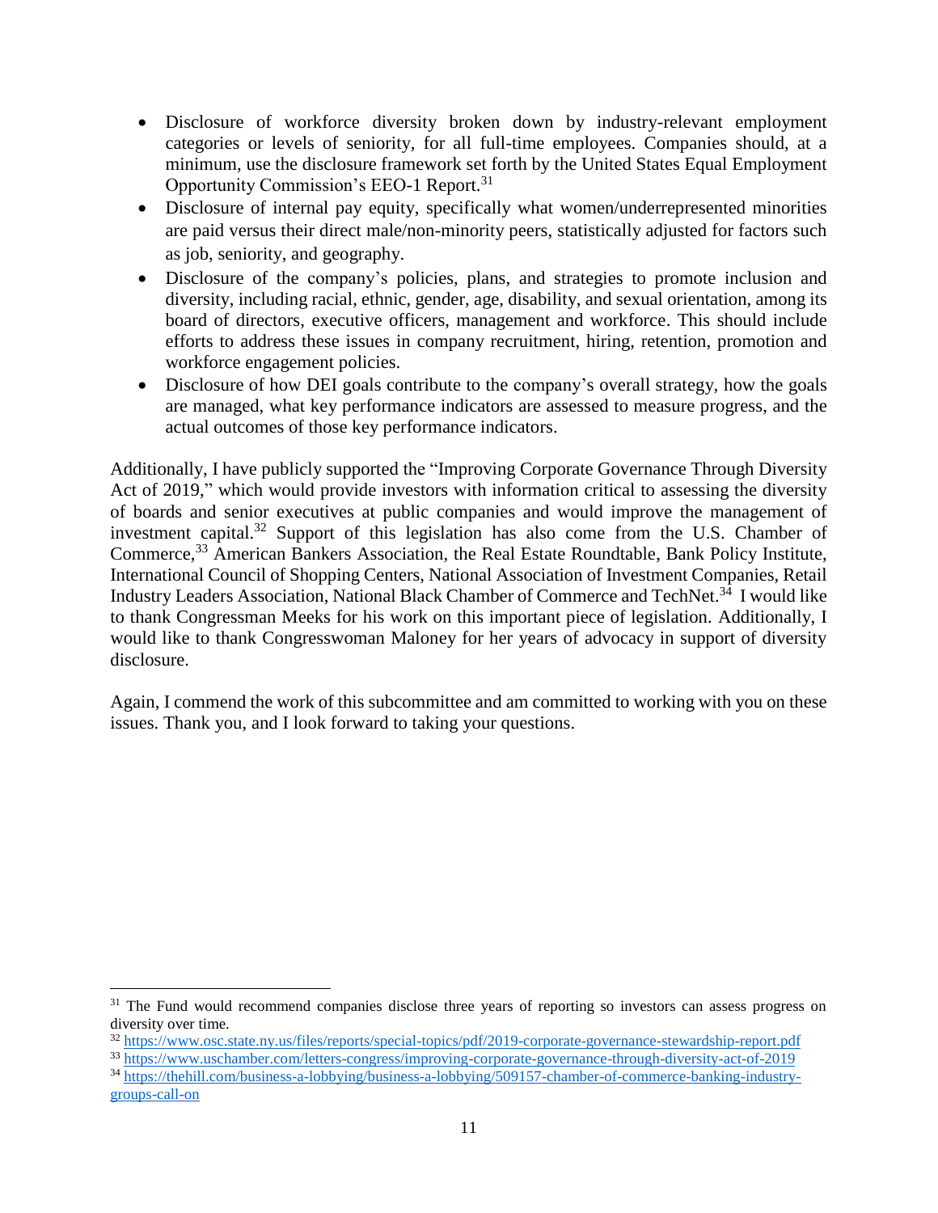- Disclosure of workforce diversity broken down by industry-relevant employment categories or levels of seniority, for all full-time employees. Companies should, at a minimum, use the disclosure framework set forth by the United States Equal Employment Opportunity Commission's EEO-1 Report.[31]
- Disclosure of internal pay equity, specifically what women/underrepresented minorities are paid versus their direct male/non-minority peers, statistically adjusted for factors such as job, seniority, and geography.
- Disclosure of the company's policies, plans, and strategies to promote inclusion and diversity, including racial, ethnic, gender, age, disability, and sexual orientation, among its board of directors, executive officers, management and workforce. This should include efforts to address these issues in company recruitment, hiring, retention, promotion and workforce engagement policies.
- Disclosure of how DEI goals contribute to the company's overall strategy, how the goals are managed, what key performance indicators are assessed to measure progress, and the actual outcomes of those key performance indicators.

Additionally, I have publicly supported the "Improving Corporate Governance Through Diversity Act of 2019," which would provide investors with information critical to assessing the diversity of boards and senior executives at public companies and would improve the management of investment capital.[32] Support of this legislation has also come from the U.S. Chamber of Commerce,[33] American Bankers Association, the Real Estate Roundtable, Bank Policy Institute, International Council of Shopping Centers, National Association of Investment Companies, Retail Industry Leaders Association, National Black Chamber of Commerce and TechNet.[34] I would like to thank Congressman Meeks for his work on this important piece of legislation. Additionally, I would like to thank Congresswoman Maloney for her years of advocacy in support of diversity disclosure.

Again, I commend the work of this subcommittee and am committed to working with you on these issues. Thank you, and I look forward to taking your questions.

---

[31] The Fund would recommend companies disclose three years of reporting so investors can assess progress on diversity over time.

[32] https://www.osc.state.ny.us/files/reports/special-topics/pdf/2019-corporate-governance-stewardship-report.pdf

[33] https://www.uschamber.com/letters-congress/improving-corporate-governance-through-diversity-act-of-2019

[34] https://thehill.com/business-a-lobbying/business-a-lobbying/509157-chamber-of-commerce-banking-industry-groups-call-on